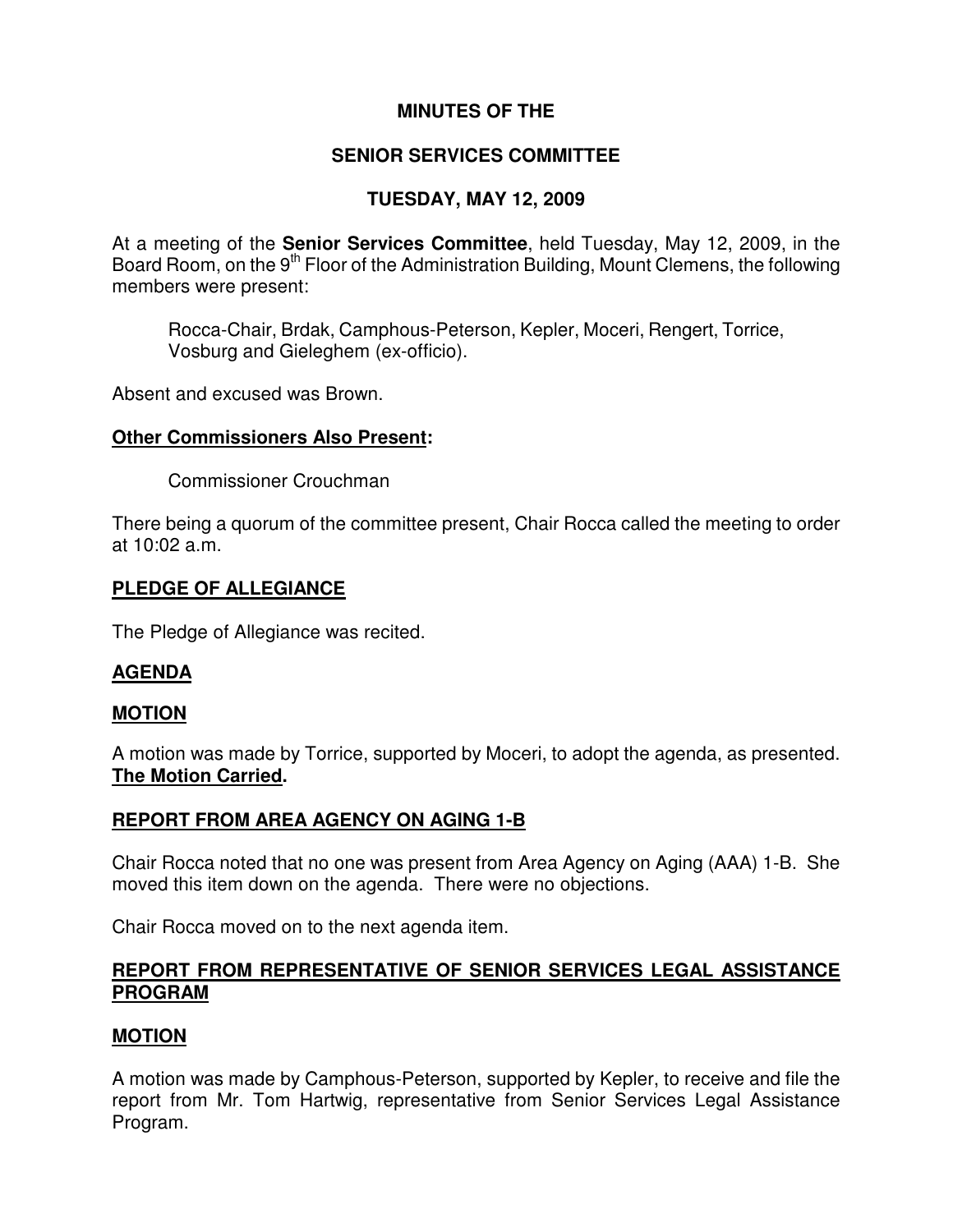# MINUTES OF THE

## SENIOR SERVICES COMMITTEE

## TUESDAY, MAY 12, 2009

At a meeting of the **Senior Services Committee**, held Tuesday, May 12, 2009, in the Board Room, on the 9th Floor of the Administration Building, Mount Clemens, the following members were present:

Rocca-Chair, Brdak, Camphous-Peterson, Kepler, Moceri, Rengert, Torrice, Vosburg and Gieleghem (ex-officio).

Absent and excused was Brown.

**Other Commissioners Also Present:**

Commissioner Crouchman

There being a quorum of the committee present, Chair Rocca called the meeting to order at 10:02 a.m.

### PLEDGE OF ALLEGIANCE

The Pledge of Allegiance was recited.

### AGENDA

### MOTION

A motion was made by Torrice, supported by Moceri, to adopt the agenda, as presented. **The Motion Carried.**

### REPORT FROM AREA AGENCY ON AGING 1-B

Chair Rocca noted that no one was present from Area Agency on Aging (AAA) 1-B. She moved this item down on the agenda. There were no objections.

Chair Rocca moved on to the next agenda item.

### REPORT FROM REPRESENTATIVE OF SENIOR SERVICES LEGAL ASSISTANCE PROGRAM

### MOTION

A motion was made by Camphous-Peterson, supported by Kepler, to receive and file the report from Mr. Tom Hartwig, representative from Senior Services Legal Assistance Program.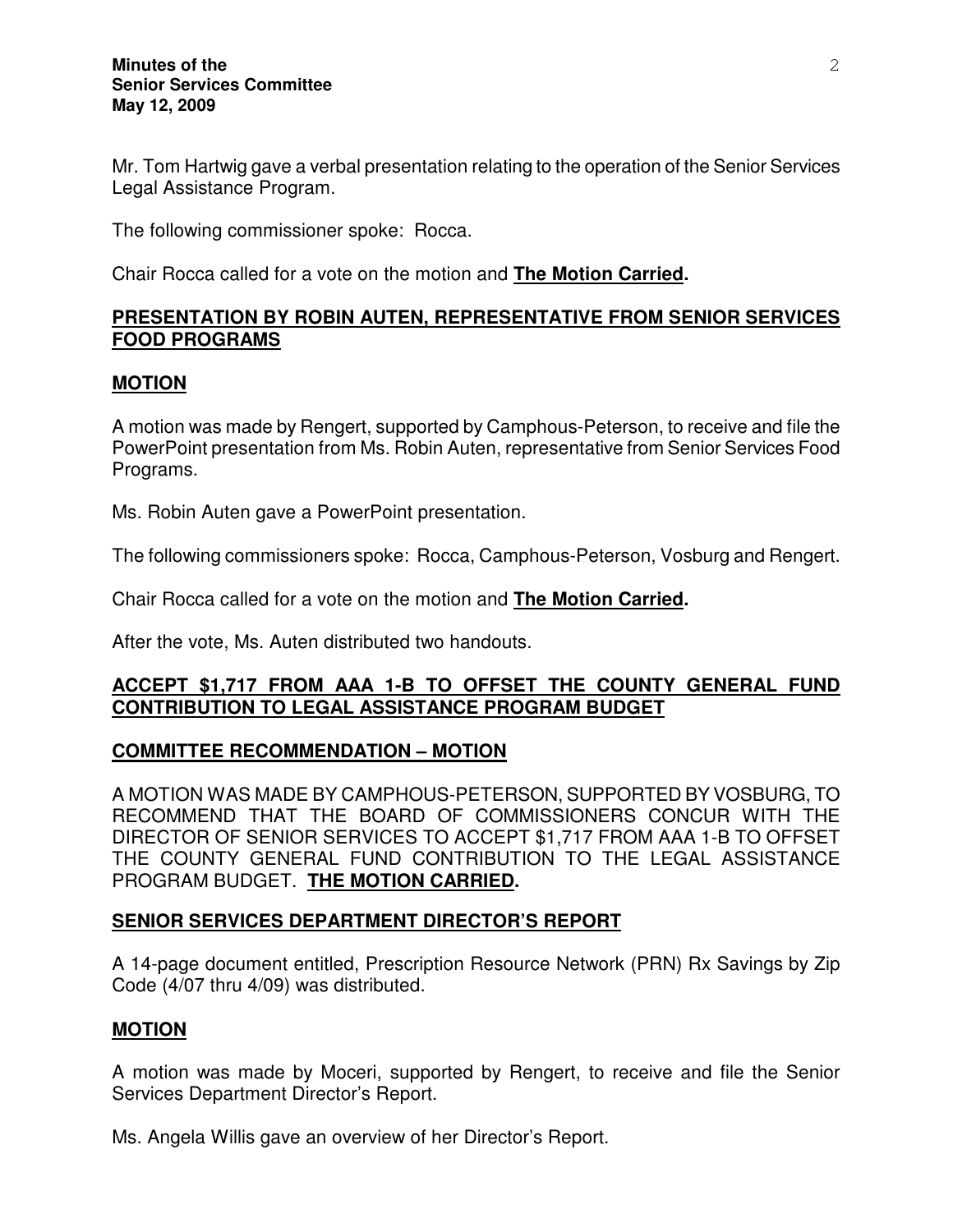Mr. Tom Hartwig gave a verbal presentation relating to the operation of the Senior Services Legal Assistance Program.

The following commissioner spoke: Rocca.

Chair Rocca called for a vote on the motion and **The Motion Carried.**

## PRESENTATION BY ROBIN AUTEN, REPRESENTATIVE FROM SENIOR SERVICES FOOD PROGRAMS

### MOTION

A motion was made by Rengert, supported by Camphous-Peterson, to receive and file the PowerPoint presentation from Ms. Robin Auten, representative from Senior Services Food Programs.

Ms. Robin Auten gave a PowerPoint presentation.

The following commissioners spoke: Rocca, Camphous-Peterson, Vosburg and Rengert.

Chair Rocca called for a vote on the motion and **The Motion Carried.**

After the vote, Ms. Auten distributed two handouts.

## ACCEPT $1,717 FROM AAA 1-B TO OFFSET THE COUNTY GENERAL FUND CONTRIBUTION TO LEGAL ASSISTANCE PROGRAM BUDGET

### COMMITTEE RECOMMENDATION – MOTION

A MOTION WAS MADE BY CAMPHOUS-PETERSON, SUPPORTED BY VOSBURG, TO RECOMMEND THAT THE BOARD OF COMMISSIONERS CONCUR WITH THE DIRECTOR OF SENIOR SERVICES TO ACCEPT $1,717 FROM AAA 1-B TO OFFSET THE COUNTY GENERAL FUND CONTRIBUTION TO THE LEGAL ASSISTANCE PROGRAM BUDGET. **THE MOTION CARRIED.**

## SENIOR SERVICES DEPARTMENT DIRECTOR'S REPORT

A 14-page document entitled, Prescription Resource Network (PRN) Rx Savings by Zip Code (4/07 thru 4/09) was distributed.

### MOTION

A motion was made by Moceri, supported by Rengert, to receive and file the Senior Services Department Director's Report.

Ms. Angela Willis gave an overview of her Director's Report.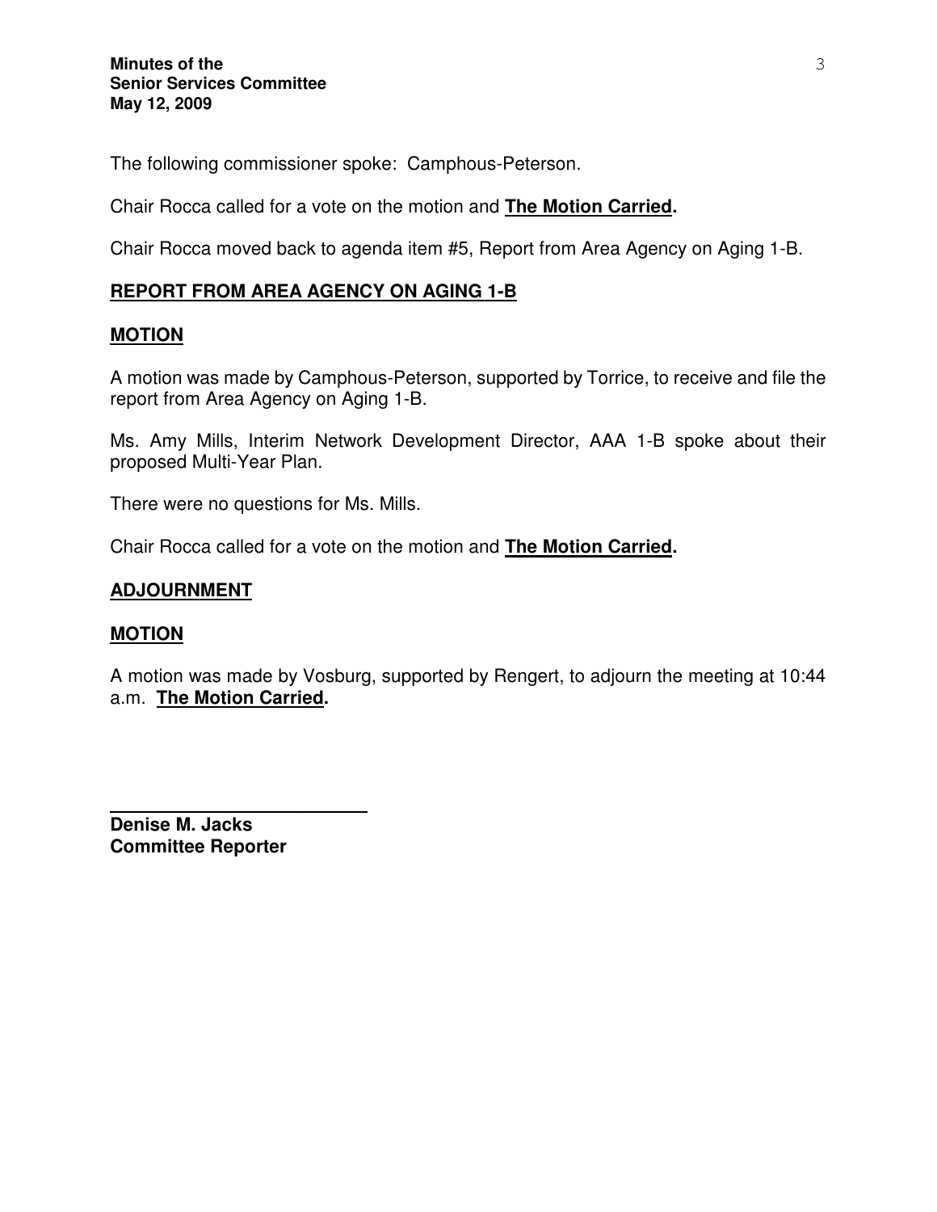The following commissioner spoke: Camphous-Peterson.

Chair Rocca called for a vote on the motion and **The Motion Carried.**

Chair Rocca moved back to agenda item #5, Report from Area Agency on Aging 1-B.

## REPORT FROM AREA AGENCY ON AGING 1-B

### MOTION

A motion was made by Camphous-Peterson, supported by Torrice, to receive and file the report from Area Agency on Aging 1-B.

Ms. Amy Mills, Interim Network Development Director, AAA 1-B spoke about their proposed Multi-Year Plan.

There were no questions for Ms. Mills.

Chair Rocca called for a vote on the motion and **The Motion Carried.**

## ADJOURNMENT

### MOTION

A motion was made by Vosburg, supported by Rengert, to adjourn the meeting at 10:44 a.m. **The Motion Carried.**

\_\_\_\_\_\_\_\_\_\_\_\_\_\_\_\_\_\_\_\_\_\_\_\_\_\_

**Denise M. Jacks**
**Committee Reporter**